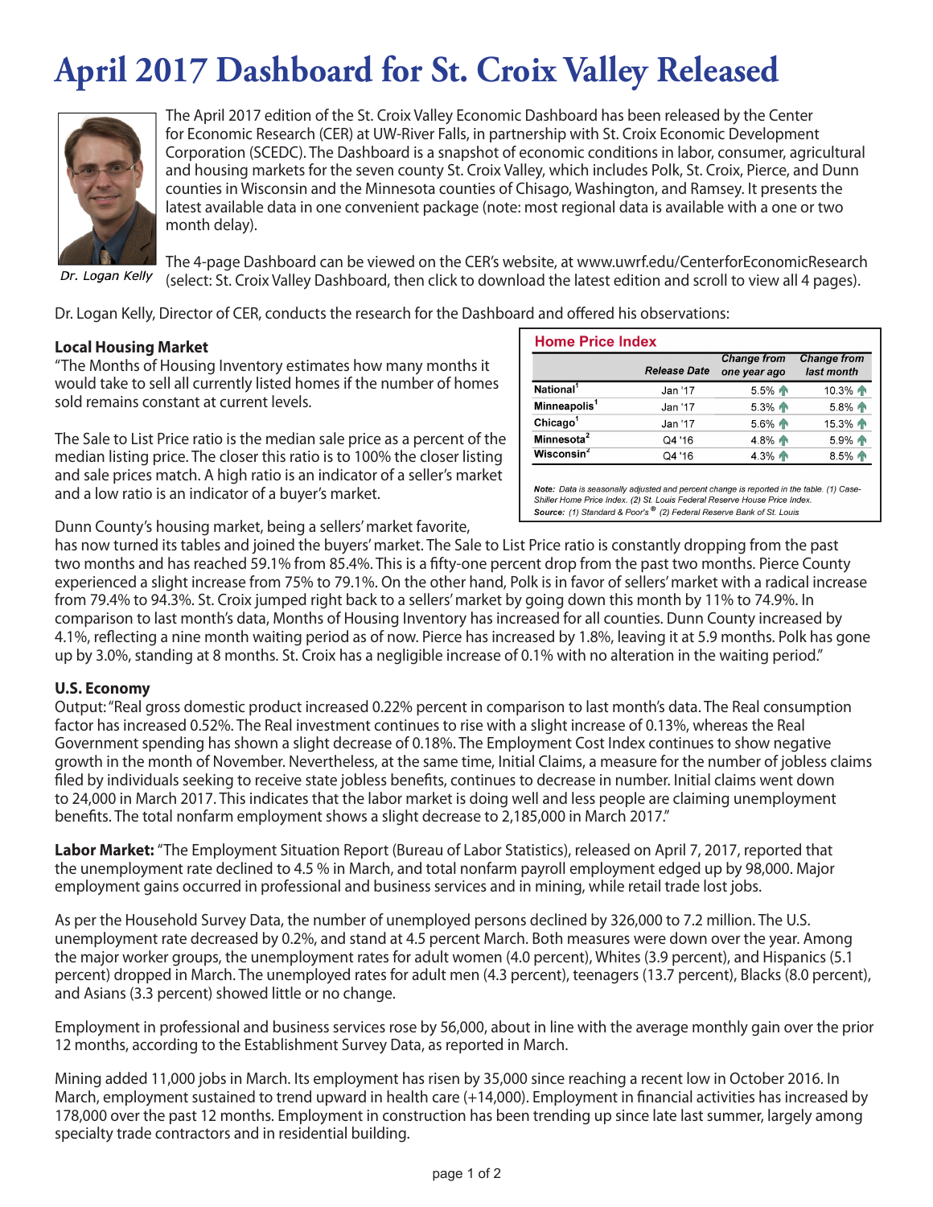# April 2017 Dashboard for St. Croix Valley Released

Dr. Logan Kelly

The April 2017 edition of the St. Croix Valley Economic Dashboard has been released by the Center for Economic Research (CER) at UW-River Falls, in partnership with St. Croix Economic Development Corporation (SCEDC). The Dashboard is a snapshot of economic conditions in labor, consumer, agricultural and housing markets for the seven county St. Croix Valley, which includes Polk, St. Croix, Pierce, and Dunn counties in Wisconsin and the Minnesota counties of Chisago, Washington, and Ramsey. It presents the latest available data in one convenient package (note: most regional data is available with a one or two month delay).

The 4-page Dashboard can be viewed on the CER's website, at www.uwrf.edu/CenterforEconomicResearch (select: St. Croix Valley Dashboard, then click to download the latest edition and scroll to view all 4 pages).

Dr. Logan Kelly, Director of CER, conducts the research for the Dashboard and offered his observations:

**Local Housing Market**

"The Months of Housing Inventory estimates how many months it would take to sell all currently listed homes if the number of homes sold remains constant at current levels.

The Sale to List Price ratio is the median sale price as a percent of the median listing price. The closer this ratio is to 100% the closer listing and sale prices match. A high ratio is an indicator of a seller's market and a low ratio is an indicator of a buyer's market.

**Home Price Index**

| | *Release Date* | *Change from one year ago* | *Change from last month* |
|---|---|---|---|
| **National**[1] | Jan '17 | 5.5% ↑ | 10.3% ↑ |
| **Minneapolis**[1] | Jan '17 | 5.3% ↑ | 5.8% ↑ |
| **Chicago**[1] | Jan '17 | 5.6% ↑ | 15.3% ↑ |
| **Minnesota**[2] | Q4 '16 | 4.8% ↑ | 5.9% ↑ |
| **Wisconsin**[2] | Q4 '16 | 4.3% ↑ | 8.5% ↑ |

***Note:*** *Data is seasonally adjusted and percent change is reported in the table. (1) Case-Shiller Home Price Index. (2) St. Louis Federal Reserve House Price Index.*
***Source:*** *(1) Standard & Poor's ® (2) Federal Reserve Bank of St. Louis*

Dunn County's housing market, being a sellers' market favorite, has now turned its tables and joined the buyers' market. The Sale to List Price ratio is constantly dropping from the past two months and has reached 59.1% from 85.4%. This is a fifty-one percent drop from the past two months. Pierce County experienced a slight increase from 75% to 79.1%. On the other hand, Polk is in favor of sellers' market with a radical increase from 79.4% to 94.3%. St. Croix jumped right back to a sellers' market by going down this month by 11% to 74.9%. In comparison to last month's data, Months of Housing Inventory has increased for all counties. Dunn County increased by 4.1%, reflecting a nine month waiting period as of now. Pierce has increased by 1.8%, leaving it at 5.9 months. Polk has gone up by 3.0%, standing at 8 months. St. Croix has a negligible increase of 0.1% with no alteration in the waiting period."

**U.S. Economy**

Output: "Real gross domestic product increased 0.22% percent in comparison to last month's data. The Real consumption factor has increased 0.52%. The Real investment continues to rise with a slight increase of 0.13%, whereas the Real Government spending has shown a slight decrease of 0.18%. The Employment Cost Index continues to show negative growth in the month of November. Nevertheless, at the same time, Initial Claims, a measure for the number of jobless claims filed by individuals seeking to receive state jobless benefits, continues to decrease in number. Initial claims went down to 24,000 in March 2017. This indicates that the labor market is doing well and less people are claiming unemployment benefits. The total nonfarm employment shows a slight decrease to 2,185,000 in March 2017."

**Labor Market:** "The Employment Situation Report (Bureau of Labor Statistics), released on April 7, 2017, reported that the unemployment rate declined to 4.5 % in March, and total nonfarm payroll employment edged up by 98,000. Major employment gains occurred in professional and business services and in mining, while retail trade lost jobs.

As per the Household Survey Data, the number of unemployed persons declined by 326,000 to 7.2 million. The U.S. unemployment rate decreased by 0.2%, and stand at 4.5 percent March. Both measures were down over the year. Among the major worker groups, the unemployment rates for adult women (4.0 percent), Whites (3.9 percent), and Hispanics (5.1 percent) dropped in March. The unemployed rates for adult men (4.3 percent), teenagers (13.7 percent), Blacks (8.0 percent), and Asians (3.3 percent) showed little or no change.

Employment in professional and business services rose by 56,000, about in line with the average monthly gain over the prior 12 months, according to the Establishment Survey Data, as reported in March.

Mining added 11,000 jobs in March. Its employment has risen by 35,000 since reaching a recent low in October 2016. In March, employment sustained to trend upward in health care (+14,000). Employment in financial activities has increased by 178,000 over the past 12 months. Employment in construction has been trending up since late last summer, largely among specialty trade contractors and in residential building.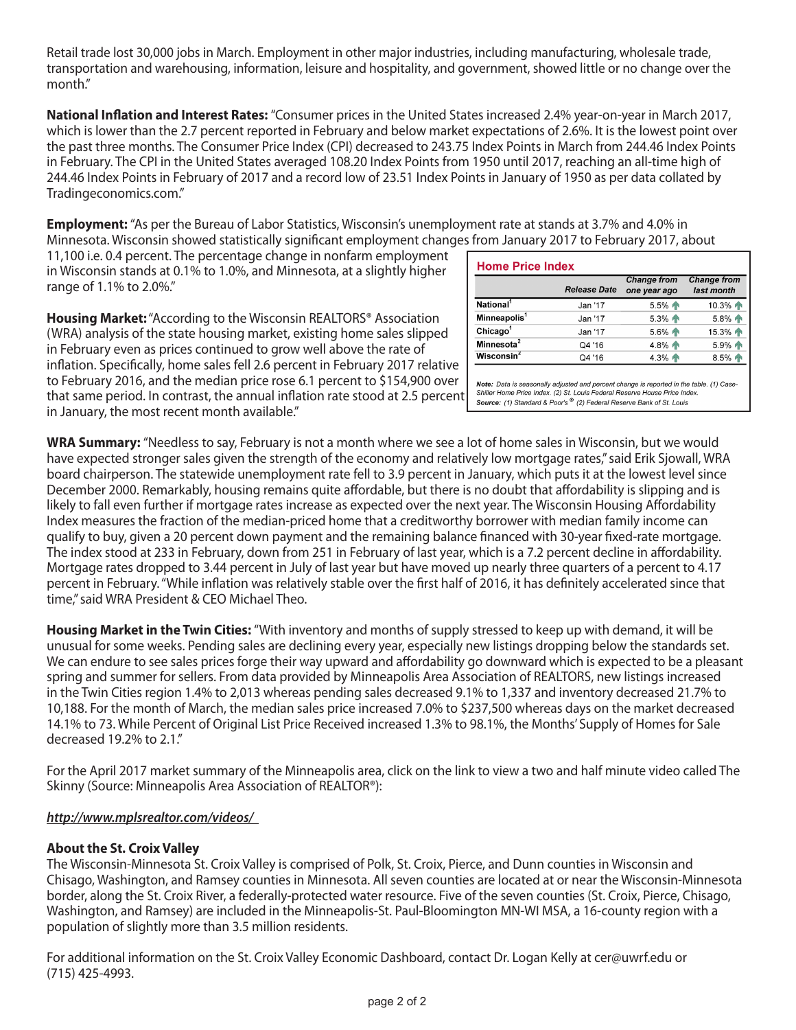Retail trade lost 30,000 jobs in March. Employment in other major industries, including manufacturing, wholesale trade, transportation and warehousing, information, leisure and hospitality, and government, showed little or no change over the month."

**National Inflation and Interest Rates:** "Consumer prices in the United States increased 2.4% year-on-year in March 2017, which is lower than the 2.7 percent reported in February and below market expectations of 2.6%. It is the lowest point over the past three months. The Consumer Price Index (CPI) decreased to 243.75 Index Points in March from 244.46 Index Points in February. The CPI in the United States averaged 108.20 Index Points from 1950 until 2017, reaching an all-time high of 244.46 Index Points in February of 2017 and a record low of 23.51 Index Points in January of 1950 as per data collated by Tradingeconomics.com."

**Employment:** "As per the Bureau of Labor Statistics, Wisconsin's unemployment rate at stands at 3.7% and 4.0% in Minnesota. Wisconsin showed statistically significant employment changes from January 2017 to February 2017, about 11,100 i.e. 0.4 percent. The percentage change in nonfarm employment in Wisconsin stands at 0.1% to 1.0%, and Minnesota, at a slightly higher range of 1.1% to 2.0%."

**Housing Market:** "According to the Wisconsin REALTORS® Association (WRA) analysis of the state housing market, existing home sales slipped in February even as prices continued to grow well above the rate of inflation. Specifically, home sales fell 2.6 percent in February 2017 relative to February 2016, and the median price rose 6.1 percent to $154,900 over that same period. In contrast, the annual inflation rate stood at 2.5 percent in January, the most recent month available."

**Home Price Index**

| | Release Date | Change from one year ago | Change from last month |
|---|---|---|---|
| National[1] | Jan '17 | 5.5% ↑ | 10.3% ↑ |
| Minneapolis[1] | Jan '17 | 5.3% ↑ | 5.8% ↑ |
| Chicago[1] | Jan '17 | 5.6% ↑ | 15.3% ↑ |
| Minnesota[2] | Q4 '16 | 4.8% ↑ | 5.9% ↑ |
| Wisconsin[2] | Q4 '16 | 4.3% ↑ | 8.5% ↑ |

*Note: Data is seasonally adjusted and percent change is reported in the table. (1) Case-Shiller Home Price Index. (2) St. Louis Federal Reserve House Price Index.*
*Source: (1) Standard & Poor's ® (2) Federal Reserve Bank of St. Louis*

**WRA Summary:** "Needless to say, February is not a month where we see a lot of home sales in Wisconsin, but we would have expected stronger sales given the strength of the economy and relatively low mortgage rates," said Erik Sjowall, WRA board chairperson. The statewide unemployment rate fell to 3.9 percent in January, which puts it at the lowest level since December 2000. Remarkably, housing remains quite affordable, but there is no doubt that affordability is slipping and is likely to fall even further if mortgage rates increase as expected over the next year. The Wisconsin Housing Affordability Index measures the fraction of the median-priced home that a creditworthy borrower with median family income can qualify to buy, given a 20 percent down payment and the remaining balance financed with 30-year fixed-rate mortgage. The index stood at 233 in February, down from 251 in February of last year, which is a 7.2 percent decline in affordability. Mortgage rates dropped to 3.44 percent in July of last year but have moved up nearly three quarters of a percent to 4.17 percent in February. "While inflation was relatively stable over the first half of 2016, it has definitely accelerated since that time," said WRA President & CEO Michael Theo.

**Housing Market in the Twin Cities:** "With inventory and months of supply stressed to keep up with demand, it will be unusual for some weeks. Pending sales are declining every year, especially new listings dropping below the standards set. We can endure to see sales prices forge their way upward and affordability go downward which is expected to be a pleasant spring and summer for sellers. From data provided by Minneapolis Area Association of REALTORS, new listings increased in the Twin Cities region 1.4% to 2,013 whereas pending sales decreased 9.1% to 1,337 and inventory decreased 21.7% to 10,188. For the month of March, the median sales price increased 7.0% to $237,500 whereas days on the market decreased 14.1% to 73. While Percent of Original List Price Received increased 1.3% to 98.1%, the Months' Supply of Homes for Sale decreased 19.2% to 2.1."

For the April 2017 market summary of the Minneapolis area, click on the link to view a two and half minute video called The Skinny (Source: Minneapolis Area Association of REALTOR®):

***http://www.mplsrealtor.com/videos/***

**About the St. Croix Valley**

The Wisconsin-Minnesota St. Croix Valley is comprised of Polk, St. Croix, Pierce, and Dunn counties in Wisconsin and Chisago, Washington, and Ramsey counties in Minnesota. All seven counties are located at or near the Wisconsin-Minnesota border, along the St. Croix River, a federally-protected water resource. Five of the seven counties (St. Croix, Pierce, Chisago, Washington, and Ramsey) are included in the Minneapolis-St. Paul-Bloomington MN-WI MSA, a 16-county region with a population of slightly more than 3.5 million residents.

For additional information on the St. Croix Valley Economic Dashboard, contact Dr. Logan Kelly at cer@uwrf.edu or (715) 425-4993.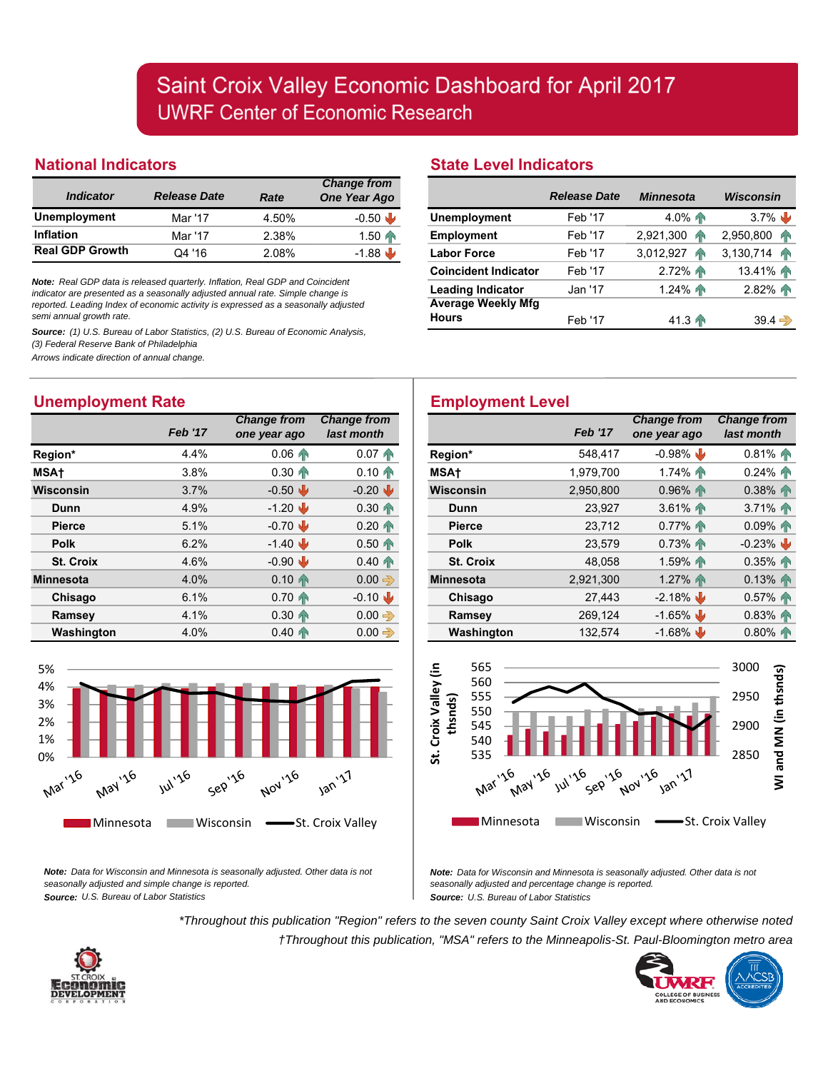# Saint Croix Valley Economic Dashboard for April 2017

## UWRF Center of Economic Research

## National Indicators

| Indicator | Release Date | Rate | Change from One Year Ago |
|---|---|---|---|
| **Unemployment** | Mar '17 | 4.50% | -0.50 ↓ |
| **Inflation** | Mar '17 | 2.38% | 1.50 ↑ |
| **Real GDP Growth** | Q4 '16 | 2.08% | -1.88 ↓ |

***Note:*** *Real GDP data is released quarterly. Inflation, Real GDP and Coincident indicator are presented as a seasonally adjusted annual rate. Simple change is reported. Leading Index of economic activity is expressed as a seasonally adjusted semi annual growth rate.*

***Source:*** *(1) U.S. Bureau of Labor Statistics, (2) U.S. Bureau of Economic Analysis, (3) Federal Reserve Bank of Philadelphia*

*Arrows indicate direction of annual change.*

## State Level Indicators

| | Release Date | Minnesota | Wisconsin |
|---|---|---|---|
| **Unemployment** | Feb '17 | 4.0% ↑ | 3.7% ↓ |
| **Employment** | Feb '17 | 2,921,300 ↑ | 2,950,800 ↑ |
| **Labor Force** | Feb '17 | 3,012,927 ↑ | 3,130,714 ↑ |
| **Coincident Indicator** | Feb '17 | 2.72% ↑ | 13.41% ↑ |
| **Leading Indicator** | Jan '17 | 1.24% ↑ | 2.82% ↑ |
| **Average Weekly Mfg Hours** | Feb '17 | 41.3 ↑ | 39.4 → |

## Unemployment Rate

| | Feb '17 | Change from one year ago | Change from last month |
|---|---|---|---|
| **Region*** | 4.4% | 0.06 ↑ | 0.07 ↑ |
| **MSA†** | 3.8% | 0.30 ↑ | 0.10 ↑ |
| **Wisconsin** | 3.7% | -0.50 ↓ | -0.20 ↓ |
| **Dunn** | 4.9% | -1.20 ↓ | 0.30 ↑ |
| **Pierce** | 5.1% | -0.70 ↓ | 0.20 ↑ |
| **Polk** | 6.2% | -1.40 ↓ | 0.50 ↑ |
| **St. Croix** | 4.6% | -0.90 ↓ | 0.40 ↑ |
| **Minnesota** | 4.0% | 0.10 ↑ | 0.00 → |
| **Chisago** | 6.1% | 0.70 ↑ | -0.10 ↓ |
| **Ramsey** | 4.1% | 0.30 ↑ | 0.00 → |
| **Washington** | 4.0% | 0.40 ↑ | 0.00 → |

***Note:*** *Data for Wisconsin and Minnesota is seasonally adjusted. Other data is not seasonally adjusted and simple change is reported.*
***Source:*** *U.S. Bureau of Labor Statistics*

## Employment Level

| | Feb '17 | Change from one year ago | Change from last month |
|---|---|---|---|
| **Region*** | 548,417 | -0.98% ↓ | 0.81% ↑ |
| **MSA†** | 1,979,700 | 1.74% ↑ | 0.24% ↑ |
| **Wisconsin** | 2,950,800 | 0.96% ↑ | 0.38% ↑ |
| **Dunn** | 23,927 | 3.61% ↑ | 3.71% ↑ |
| **Pierce** | 23,712 | 0.77% ↑ | 0.09% ↑ |
| **Polk** | 23,579 | 0.73% ↑ | -0.23% ↓ |
| **St. Croix** | 48,058 | 1.59% ↑ | 0.35% ↑ |
| **Minnesota** | 2,921,300 | 1.27% ↑ | 0.13% ↑ |
| **Chisago** | 27,443 | -2.18% ↓ | 0.57% ↑ |
| **Ramsey** | 269,124 | -1.65% ↓ | 0.83% ↑ |
| **Washington** | 132,574 | -1.68% ↓ | 0.80% ↑ |

***Note:*** *Data for Wisconsin and Minnesota is seasonally adjusted. Other data is not seasonally adjusted and percentage change is reported.*
***Source:*** *U.S. Bureau of Labor Statistics*

*\*Throughout this publication "Region" refers to the seven county Saint Croix Valley except where otherwise noted*
*†Throughout this publication, "MSA" refers to the Minneapolis-St. Paul-Bloomington metro area*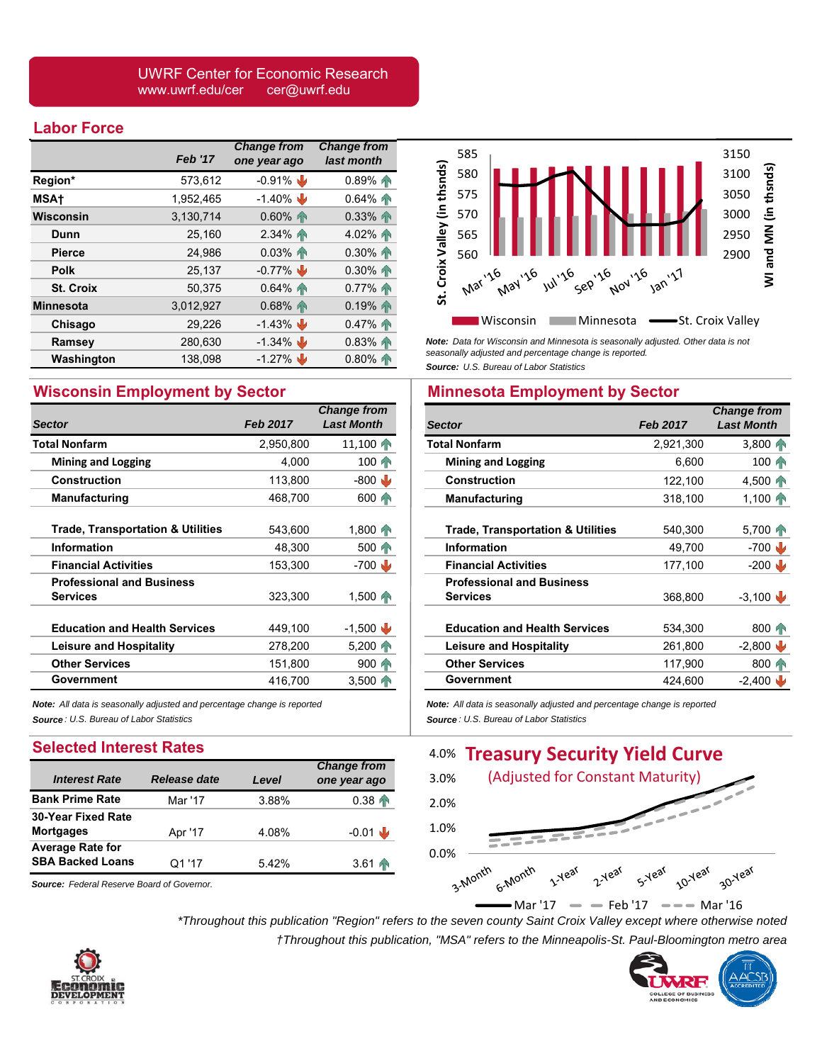UWRF Center for Economic Research
www.uwrf.edu/cer    cer@uwrf.edu

## Labor Force

| | Feb '17 | Change from one year ago | Change from last month |
|---|---|---|---|
| **Region*** | 573,612 | -0.91% ↓ | 0.89% ↑ |
| **MSA†** | 1,952,465 | -1.40% ↓ | 0.64% ↑ |
| **Wisconsin** | 3,130,714 | 0.60% ↑ | 0.33% ↑ |
| Dunn | 25,160 | 2.34% ↑ | 4.02% ↑ |
| Pierce | 24,986 | 0.03% ↑ | 0.30% ↑ |
| Polk | 25,137 | -0.77% ↓ | 0.30% ↑ |
| St. Croix | 50,375 | 0.64% ↑ | 0.77% ↑ |
| **Minnesota** | 3,012,927 | 0.68% ↑ | 0.19% ↑ |
| Chisago | 29,226 | -1.43% ↓ | 0.47% ↑ |
| Ramsey | 280,630 | -1.34% ↓ | 0.83% ↑ |
| Washington | 138,098 | -1.27% ↓ | 0.80% ↑ |

*Note: Data for Wisconsin and Minnesota is seasonally adjusted. Other data is not seasonally adjusted and percentage change is reported.*
*Source: U.S. Bureau of Labor Statistics*

## Wisconsin Employment by Sector

| Sector | Feb 2017 | Change from Last Month |
|---|---|---|
| **Total Nonfarm** | 2,950,800 | 11,100 ↑ |
| Mining and Logging | 4,000 | 100 ↑ |
| Construction | 113,800 | -800 ↓ |
| Manufacturing | 468,700 | 600 ↑ |
| Trade, Transportation & Utilities | 543,600 | 1,800 ↑ |
| Information | 48,300 | 500 ↑ |
| Financial Activities | 153,300 | -700 ↓ |
| Professional and Business Services | 323,300 | 1,500 ↑ |
| Education and Health Services | 449,100 | -1,500 ↓ |
| Leisure and Hospitality | 278,200 | 5,200 ↑ |
| Other Services | 151,800 | 900 ↑ |
| Government | 416,700 | 3,500 ↑ |

*Note: All data is seasonally adjusted and percentage change is reported*
*Source: U.S. Bureau of Labor Statistics*

## Minnesota Employment by Sector

| Sector | Feb 2017 | Change from Last Month |
|---|---|---|
| **Total Nonfarm** | 2,921,300 | 3,800 ↑ |
| Mining and Logging | 6,600 | 100 ↑ |
| Construction | 122,100 | 4,500 ↑ |
| Manufacturing | 318,100 | 1,100 ↑ |
| Trade, Transportation & Utilities | 540,300 | 5,700 ↑ |
| Information | 49,700 | -700 ↓ |
| Financial Activities | 177,100 | -200 ↓ |
| Professional and Business Services | 368,800 | -3,100 ↓ |
| Education and Health Services | 534,300 | 800 ↑ |
| Leisure and Hospitality | 261,800 | -2,800 ↓ |
| Other Services | 117,900 | 800 ↑ |
| Government | 424,600 | -2,400 ↓ |

*Note: All data is seasonally adjusted and percentage change is reported*
*Source: U.S. Bureau of Labor Statistics*

## Selected Interest Rates

| Interest Rate | Release date | Level | Change from one year ago |
|---|---|---|---|
| **Bank Prime Rate** | Mar '17 | 3.88% | 0.38 ↑ |
| **30-Year Fixed Rate Mortgages** | Apr '17 | 4.08% | -0.01 ↓ |
| **Average Rate for SBA Backed Loans** | Q1 '17 | 5.42% | 3.61 ↑ |

*Source: Federal Reserve Board of Governor.*

## Treasury Security Yield Curve
(Adjusted for Constant Maturity)

*Throughout this publication "Region" refers to the seven county Saint Croix Valley except where otherwise noted

†Throughout this publication, "MSA" refers to the Minneapolis-St. Paul-Bloomington metro area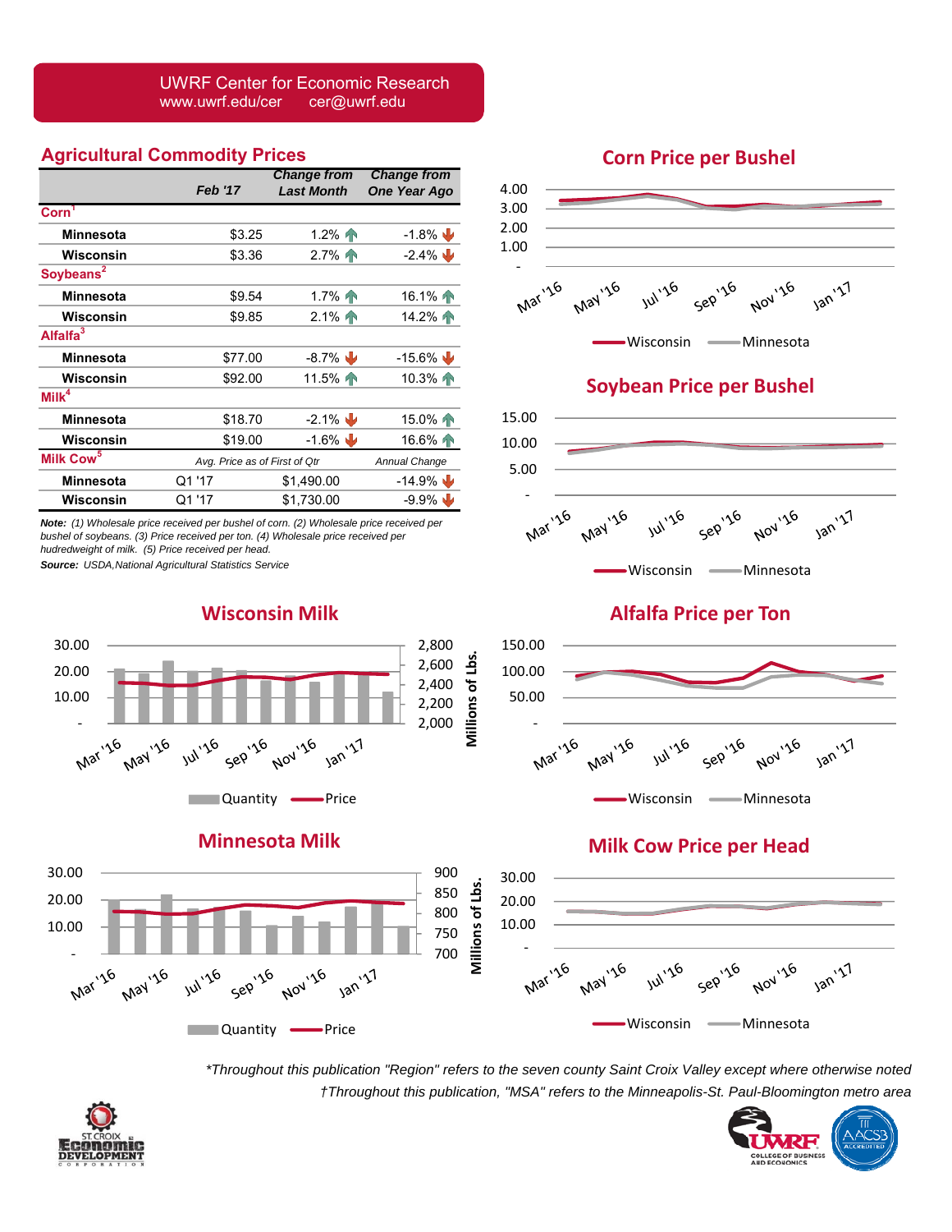UWRF Center for Economic Research
www.uwrf.edu/cer cer@uwrf.edu

## Agricultural Commodity Prices

| | Feb '17 | Change from Last Month | Change from One Year Ago |
|---|---|---|---|
| **Corn[1]** | | | |
| Minnesota | $3.25 | 1.2% ↑ | -1.8% ↓ |
| Wisconsin | $3.36 | 2.7% ↑ | -2.4% ↓ |
| **Soybeans[2]** | | | |
| Minnesota | $9.54 | 1.7% ↑ | 16.1% ↑ |
| Wisconsin | $9.85 | 2.1% ↑ | 14.2% ↑ |
| **Alfalfa[3]** | | | |
| Minnesota | $77.00 | -8.7% ↓ | -15.6% ↓ |
| Wisconsin | $92.00 | 11.5% ↑ | 10.3% ↑ |
| **Milk[4]** | | | |
| Minnesota | $18.70 | -2.1% ↓ | 15.0% ↑ |
| Wisconsin | $19.00 | -1.6% ↓ | 16.6% ↑ |
| **Milk Cow[5]** | | *Avg. Price as of First of Qtr* | *Annual Change* |
| Minnesota | Q1 '17 | $1,490.00 | -14.9% ↓ |
| Wisconsin | Q1 '17 | $1,730.00 | -9.9% ↓ |

*Note: (1) Wholesale price received per bushel of corn. (2) Wholesale price received per bushel of soybeans. (3) Price received per ton. (4) Wholesale price received per hudredweight of milk. (5) Price received per head.*

*Source: USDA,National Agricultural Statistics Service*

### Corn Price per Bushel

### Soybean Price per Bushel

### Wisconsin Milk

### Alfalfa Price per Ton

### Minnesota Milk

### Milk Cow Price per Head

*\*Throughout this publication "Region" refers to the seven county Saint Croix Valley except where otherwise noted*

*†Throughout this publication, "MSA" refers to the Minneapolis-St. Paul-Bloomington metro area*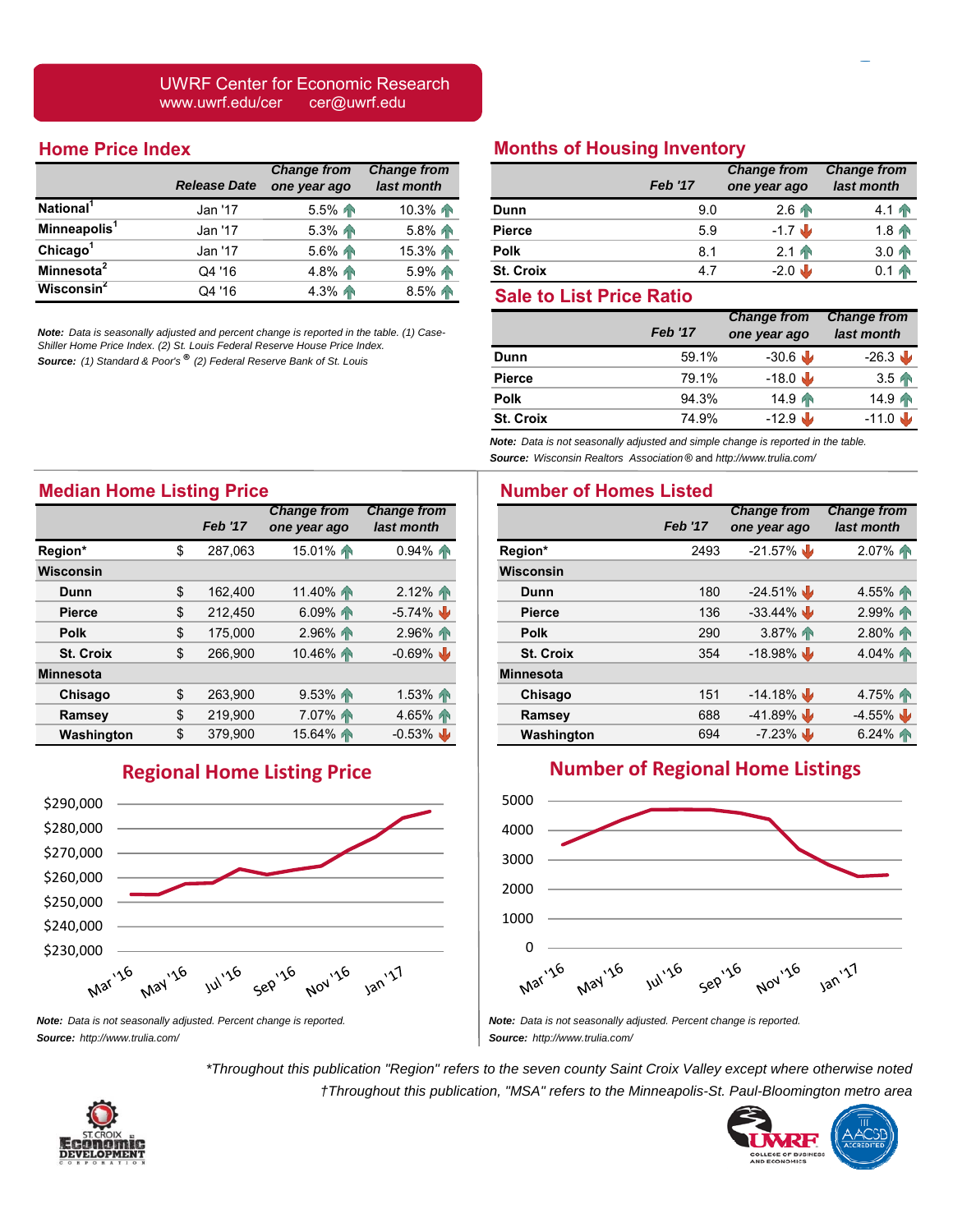UWRF Center for Economic Research
www.uwrf.edu/cer    cer@uwrf.edu

## Home Price Index

| | Release Date | Change from one year ago | Change from last month |
|---|---|---|---|
| National[1] | Jan '17 | 5.5% ↑ | 10.3% ↑ |
| Minneapolis[1] | Jan '17 | 5.3% ↑ | 5.8% ↑ |
| Chicago[1] | Jan '17 | 5.6% ↑ | 15.3% ↑ |
| Minnesota[2] | Q4 '16 | 4.8% ↑ | 5.9% ↑ |
| Wisconsin[2] | Q4 '16 | 4.3% ↑ | 8.5% ↑ |

***Note:*** *Data is seasonally adjusted and percent change is reported in the table. (1) Case-Shiller Home Price Index. (2) St. Louis Federal Reserve House Price Index.*
***Source:*** *(1) Standard & Poor's ® (2) Federal Reserve Bank of St. Louis*

## Months of Housing Inventory

| | Feb '17 | Change from one year ago | Change from last month |
|---|---|---|---|
| Dunn | 9.0 | 2.6 ↑ | 4.1 ↑ |
| Pierce | 5.9 | -1.7 ↓ | 1.8 ↑ |
| Polk | 8.1 | 2.1 ↑ | 3.0 ↑ |
| St. Croix | 4.7 | -2.0 ↓ | 0.1 ↑ |

## Sale to List Price Ratio

| | Feb '17 | Change from one year ago | Change from last month |
|---|---|---|---|
| Dunn | 59.1% | -30.6 ↓ | -26.3 ↓ |
| Pierce | 79.1% | -18.0 ↓ | 3.5 ↑ |
| Polk | 94.3% | 14.9 ↑ | 14.9 ↑ |
| St. Croix | 74.9% | -12.9 ↓ | -11.0 ↓ |

***Note:*** *Data is not seasonally adjusted and simple change is reported in the table.*
***Source:*** *Wisconsin Realtors Association® and http://www.trulia.com/*

## Median Home Listing Price

| | Feb '17 | Change from one year ago | Change from last month |
|---|---|---|---|
| Region* | $ 287,063 | 15.01% ↑ | 0.94% ↑ |
| **Wisconsin** | | | |
| Dunn | $ 162,400 | 11.40% ↑ | 2.12% ↑ |
| Pierce | $ 212,450 | 6.09% ↑ | -5.74% ↓ |
| Polk | $ 175,000 | 2.96% ↑ | 2.96% ↑ |
| St. Croix | $ 266,900 | 10.46% ↑ | -0.69% ↓ |
| **Minnesota** | | | |
| Chisago | $ 263,900 | 9.53% ↑ | 1.53% ↑ |
| Ramsey | $ 219,900 | 7.07% ↑ | 4.65% ↑ |
| Washington | $ 379,900 | 15.64% ↑ | -0.53% ↓ |

## Number of Homes Listed

| | Feb '17 | Change from one year ago | Change from last month |
|---|---|---|---|
| Region* | 2493 | -21.57% ↓ | 2.07% ↑ |
| **Wisconsin** | | | |
| Dunn | 180 | -24.51% ↓ | 4.55% ↑ |
| Pierce | 136 | -33.44% ↓ | 2.99% ↑ |
| Polk | 290 | 3.87% ↑ | 2.80% ↑ |
| St. Croix | 354 | -18.98% ↓ | 4.04% ↑ |
| **Minnesota** | | | |
| Chisago | 151 | -14.18% ↓ | 4.75% ↑ |
| Ramsey | 688 | -41.89% ↓ | -4.55% ↓ |
| Washington | 694 | -7.23% ↓ | 6.24% ↑ |

## Regional Home Listing Price

$290,000
$280,000
$270,000
$260,000
$250,000
$240,000
$230,000
Mar '16 May '16 Jul '16 Sep '16 Nov '16 Jan '17

***Note:*** *Data is not seasonally adjusted. Percent change is reported.*
***Source:*** *http://www.trulia.com/*

## Number of Regional Home Listings

5000
4000
3000
2000
1000
0
Mar '16 May '16 Jul '16 Sep '16 Nov '16 Jan '17

***Note:*** *Data is not seasonally adjusted. Percent change is reported.*
***Source:*** *http://www.trulia.com/*

*\*Throughout this publication "Region" refers to the seven county Saint Croix Valley except where otherwise noted*
*†Throughout this publication, "MSA" refers to the Minneapolis-St. Paul-Bloomington metro area*